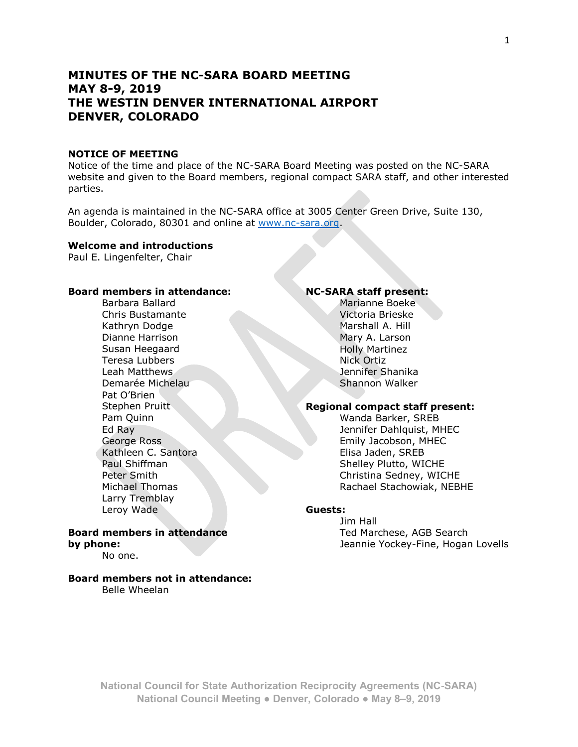# MINUTES OF THE NC-SARA BOARD MEETING
# MAY 8-9, 2019
# THE WESTIN DENVER INTERNATIONAL AIRPORT
# DENVER, COLORADO

**NOTICE OF MEETING**

Notice of the time and place of the NC-SARA Board Meeting was posted on the NC-SARA website and given to the Board members, regional compact SARA staff, and other interested parties.

An agenda is maintained in the NC-SARA office at 3005 Center Green Drive, Suite 130, Boulder, Colorado, 80301 and online at www.nc-sara.org.

**Welcome and introductions**

Paul E. Lingenfelter, Chair

**Board members in attendance:**

- Barbara Ballard
- Chris Bustamante
- Kathryn Dodge
- Dianne Harrison
- Susan Heegaard
- Teresa Lubbers
- Leah Matthews
- Demarée Michelau
- Pat O'Brien
- Stephen Pruitt
- Pam Quinn
- Ed Ray
- George Ross
- Kathleen C. Santora
- Paul Shiffman
- Peter Smith
- Michael Thomas
- Larry Tremblay
- Leroy Wade

**Board members in attendance by phone:**

No one.

**Board members not in attendance:**

Belle Wheelan

**NC-SARA staff present:**

- Marianne Boeke
- Victoria Brieske
- Marshall A. Hill
- Mary A. Larson
- Holly Martinez
- Nick Ortiz
- Jennifer Shanika
- Shannon Walker

**Regional compact staff present:**

- Wanda Barker, SREB
- Jennifer Dahlquist, MHEC
- Emily Jacobson, MHEC
- Elisa Jaden, SREB
- Shelley Plutto, WICHE
- Christina Sedney, WICHE
- Rachael Stachowiak, NEBHE

**Guests:**

- Jim Hall
- Ted Marchese, AGB Search
- Jeannie Yockey-Fine, Hogan Lovells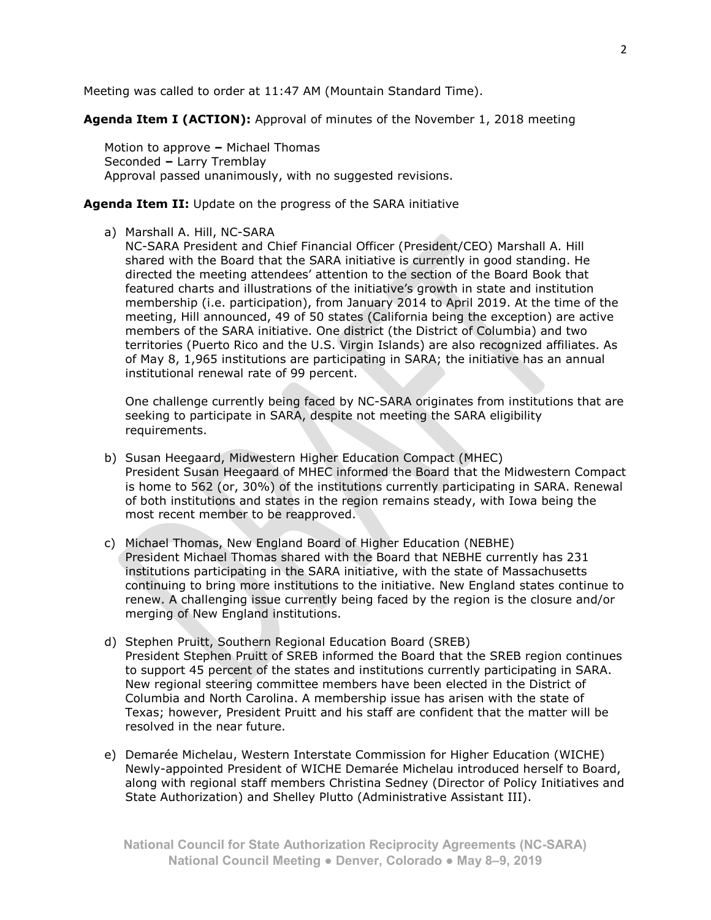Meeting was called to order at 11:47 AM (Mountain Standard Time).

**Agenda Item I (ACTION):** Approval of minutes of the November 1, 2018 meeting

Motion to approve **–** Michael Thomas
Seconded **–** Larry Tremblay
Approval passed unanimously, with no suggested revisions.

**Agenda Item II:** Update on the progress of the SARA initiative

a) Marshall A. Hill, NC-SARA
NC-SARA President and Chief Financial Officer (President/CEO) Marshall A. Hill shared with the Board that the SARA initiative is currently in good standing. He directed the meeting attendees' attention to the section of the Board Book that featured charts and illustrations of the initiative's growth in state and institution membership (i.e. participation), from January 2014 to April 2019. At the time of the meeting, Hill announced, 49 of 50 states (California being the exception) are active members of the SARA initiative. One district (the District of Columbia) and two territories (Puerto Rico and the U.S. Virgin Islands) are also recognized affiliates. As of May 8, 1,965 institutions are participating in SARA; the initiative has an annual institutional renewal rate of 99 percent.

   One challenge currently being faced by NC-SARA originates from institutions that are seeking to participate in SARA, despite not meeting the SARA eligibility requirements.

b) Susan Heegaard, Midwestern Higher Education Compact (MHEC)
President Susan Heegaard of MHEC informed the Board that the Midwestern Compact is home to 562 (or, 30%) of the institutions currently participating in SARA. Renewal of both institutions and states in the region remains steady, with Iowa being the most recent member to be reapproved.

c) Michael Thomas, New England Board of Higher Education (NEBHE)
President Michael Thomas shared with the Board that NEBHE currently has 231 institutions participating in the SARA initiative, with the state of Massachusetts continuing to bring more institutions to the initiative. New England states continue to renew. A challenging issue currently being faced by the region is the closure and/or merging of New England institutions.

d) Stephen Pruitt, Southern Regional Education Board (SREB)
President Stephen Pruitt of SREB informed the Board that the SREB region continues to support 45 percent of the states and institutions currently participating in SARA. New regional steering committee members have been elected in the District of Columbia and North Carolina. A membership issue has arisen with the state of Texas; however, President Pruitt and his staff are confident that the matter will be resolved in the near future.

e) Demarée Michelau, Western Interstate Commission for Higher Education (WICHE)
Newly-appointed President of WICHE Demarée Michelau introduced herself to Board, along with regional staff members Christina Sedney (Director of Policy Initiatives and State Authorization) and Shelley Plutto (Administrative Assistant III).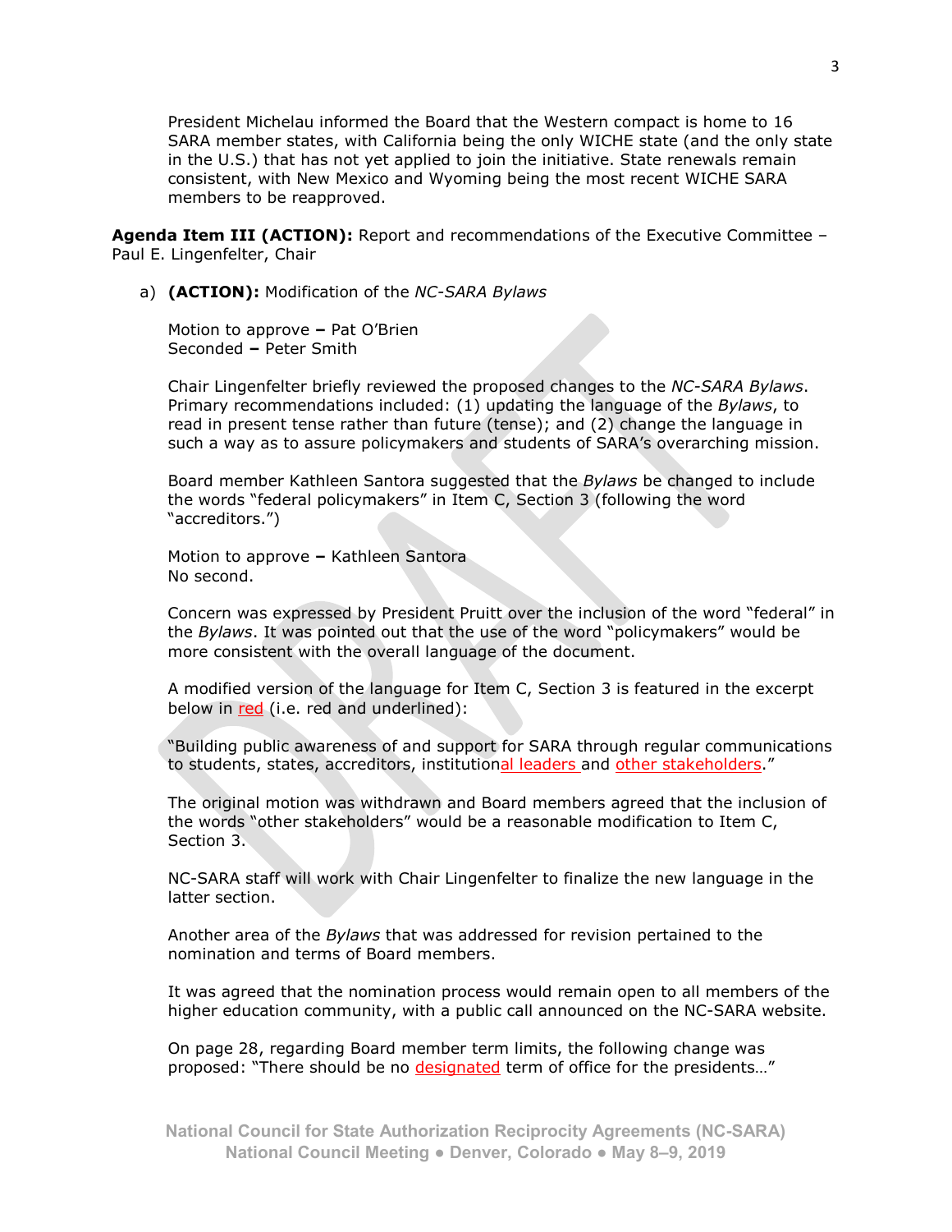President Michelau informed the Board that the Western compact is home to 16 SARA member states, with California being the only WICHE state (and the only state in the U.S.) that has not yet applied to join the initiative. State renewals remain consistent, with New Mexico and Wyoming being the most recent WICHE SARA members to be reapproved.

**Agenda Item III (ACTION):** Report and recommendations of the Executive Committee – Paul E. Lingenfelter, Chair

a) **(ACTION):** Modification of the *NC-SARA Bylaws*

   Motion to approve **–** Pat O'Brien
   Seconded **–** Peter Smith

   Chair Lingenfelter briefly reviewed the proposed changes to the *NC-SARA Bylaws*. Primary recommendations included: (1) updating the language of the *Bylaws*, to read in present tense rather than future (tense); and (2) change the language in such a way as to assure policymakers and students of SARA's overarching mission.

   Board member Kathleen Santora suggested that the *Bylaws* be changed to include the words "federal policymakers" in Item C, Section 3 (following the word "accreditors.")

   Motion to approve **–** Kathleen Santora
   No second.

   Concern was expressed by President Pruitt over the inclusion of the word "federal" in the *Bylaws*. It was pointed out that the use of the word "policymakers" would be more consistent with the overall language of the document.

   A modified version of the language for Item C, Section 3 is featured in the excerpt below in <u>red</u> (i.e. red and underlined):

   "Building public awareness of and support for SARA through regular communications to students, states, accreditors, institution<u>al leaders</u> and <u>other stakeholders</u>."

   The original motion was withdrawn and Board members agreed that the inclusion of the words "other stakeholders" would be a reasonable modification to Item C, Section 3.

   NC-SARA staff will work with Chair Lingenfelter to finalize the new language in the latter section.

   Another area of the *Bylaws* that was addressed for revision pertained to the nomination and terms of Board members.

   It was agreed that the nomination process would remain open to all members of the higher education community, with a public call announced on the NC-SARA website.

   On page 28, regarding Board member term limits, the following change was proposed: "There should be no <u>designated</u> term of office for the presidents…"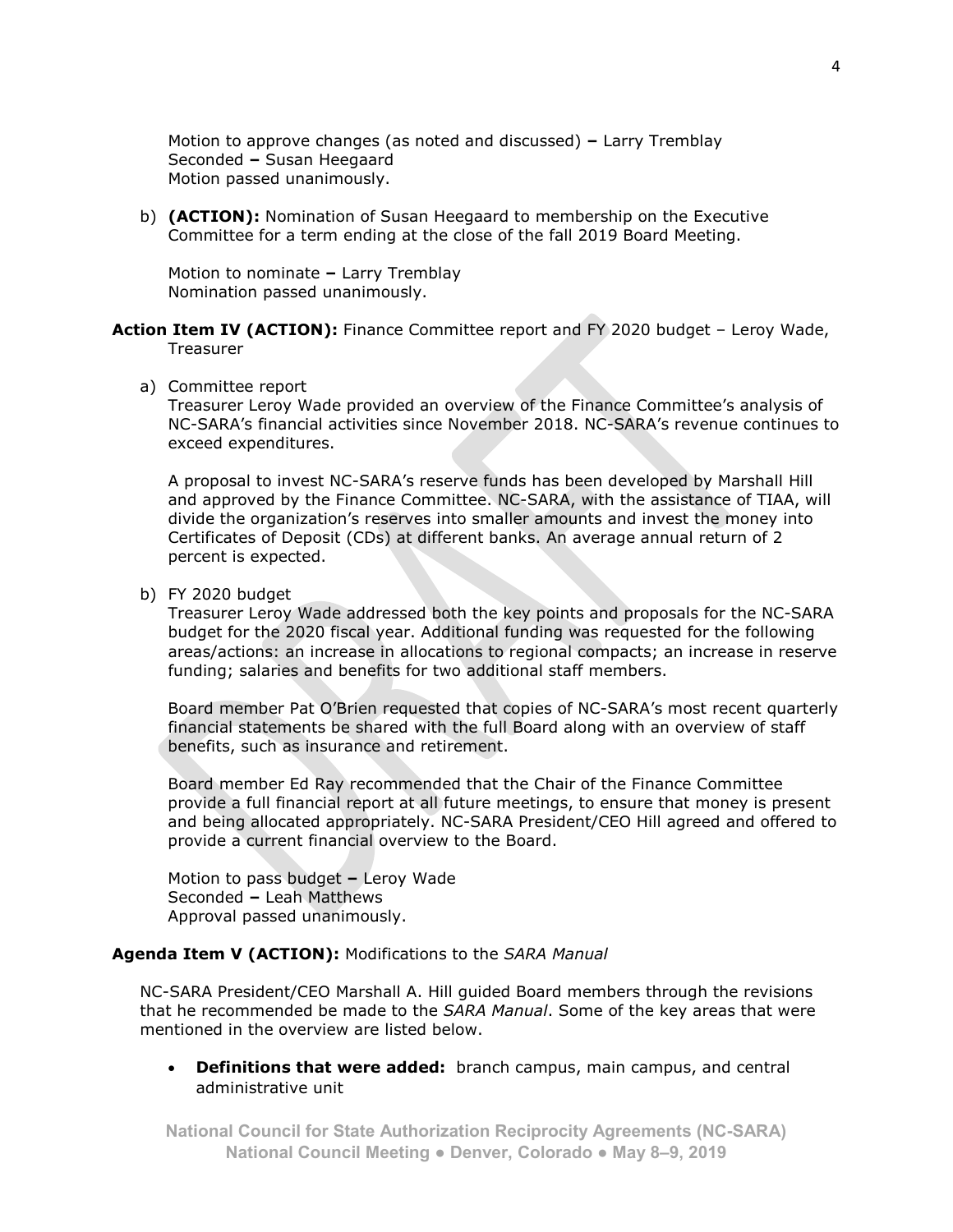Motion to approve changes (as noted and discussed) **–** Larry Tremblay
Seconded **–** Susan Heegaard
Motion passed unanimously.

b) **(ACTION):** Nomination of Susan Heegaard to membership on the Executive Committee for a term ending at the close of the fall 2019 Board Meeting.

Motion to nominate **–** Larry Tremblay
Nomination passed unanimously.

**Action Item IV (ACTION):** Finance Committee report and FY 2020 budget – Leroy Wade, Treasurer

a) Committee report

Treasurer Leroy Wade provided an overview of the Finance Committee's analysis of NC-SARA's financial activities since November 2018. NC-SARA's revenue continues to exceed expenditures.

A proposal to invest NC-SARA's reserve funds has been developed by Marshall Hill and approved by the Finance Committee. NC-SARA, with the assistance of TIAA, will divide the organization's reserves into smaller amounts and invest the money into Certificates of Deposit (CDs) at different banks. An average annual return of 2 percent is expected.

b) FY 2020 budget

Treasurer Leroy Wade addressed both the key points and proposals for the NC-SARA budget for the 2020 fiscal year. Additional funding was requested for the following areas/actions: an increase in allocations to regional compacts; an increase in reserve funding; salaries and benefits for two additional staff members.

Board member Pat O'Brien requested that copies of NC-SARA's most recent quarterly financial statements be shared with the full Board along with an overview of staff benefits, such as insurance and retirement.

Board member Ed Ray recommended that the Chair of the Finance Committee provide a full financial report at all future meetings, to ensure that money is present and being allocated appropriately. NC-SARA President/CEO Hill agreed and offered to provide a current financial overview to the Board.

Motion to pass budget **–** Leroy Wade
Seconded **–** Leah Matthews
Approval passed unanimously.

**Agenda Item V (ACTION):** Modifications to the *SARA Manual*

NC-SARA President/CEO Marshall A. Hill guided Board members through the revisions that he recommended be made to the *SARA Manual*. Some of the key areas that were mentioned in the overview are listed below.

- **Definitions that were added:** branch campus, main campus, and central administrative unit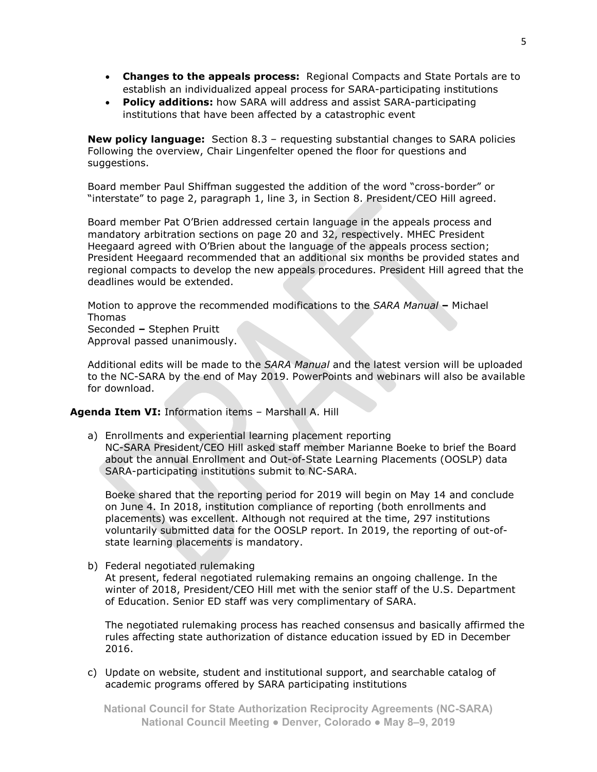- **Changes to the appeals process:** Regional Compacts and State Portals are to establish an individualized appeal process for SARA-participating institutions
- **Policy additions:** how SARA will address and assist SARA-participating institutions that have been affected by a catastrophic event

**New policy language:** Section 8.3 – requesting substantial changes to SARA policies Following the overview, Chair Lingenfelter opened the floor for questions and suggestions.

Board member Paul Shiffman suggested the addition of the word "cross-border" or "interstate" to page 2, paragraph 1, line 3, in Section 8. President/CEO Hill agreed.

Board member Pat O'Brien addressed certain language in the appeals process and mandatory arbitration sections on page 20 and 32, respectively. MHEC President Heegaard agreed with O'Brien about the language of the appeals process section; President Heegaard recommended that an additional six months be provided states and regional compacts to develop the new appeals procedures. President Hill agreed that the deadlines would be extended.

Motion to approve the recommended modifications to the *SARA Manual* **–** Michael Thomas
Seconded **–** Stephen Pruitt
Approval passed unanimously.

Additional edits will be made to the *SARA Manual* and the latest version will be uploaded to the NC-SARA by the end of May 2019. PowerPoints and webinars will also be available for download.

**Agenda Item VI:** Information items – Marshall A. Hill

a) Enrollments and experiential learning placement reporting
NC-SARA President/CEO Hill asked staff member Marianne Boeke to brief the Board about the annual Enrollment and Out-of-State Learning Placements (OOSLP) data SARA-participating institutions submit to NC-SARA.

Boeke shared that the reporting period for 2019 will begin on May 14 and conclude on June 4. In 2018, institution compliance of reporting (both enrollments and placements) was excellent. Although not required at the time, 297 institutions voluntarily submitted data for the OOSLP report. In 2019, the reporting of out-of-state learning placements is mandatory.

b) Federal negotiated rulemaking
At present, federal negotiated rulemaking remains an ongoing challenge. In the winter of 2018, President/CEO Hill met with the senior staff of the U.S. Department of Education. Senior ED staff was very complimentary of SARA.

The negotiated rulemaking process has reached consensus and basically affirmed the rules affecting state authorization of distance education issued by ED in December 2016.

c) Update on website, student and institutional support, and searchable catalog of academic programs offered by SARA participating institutions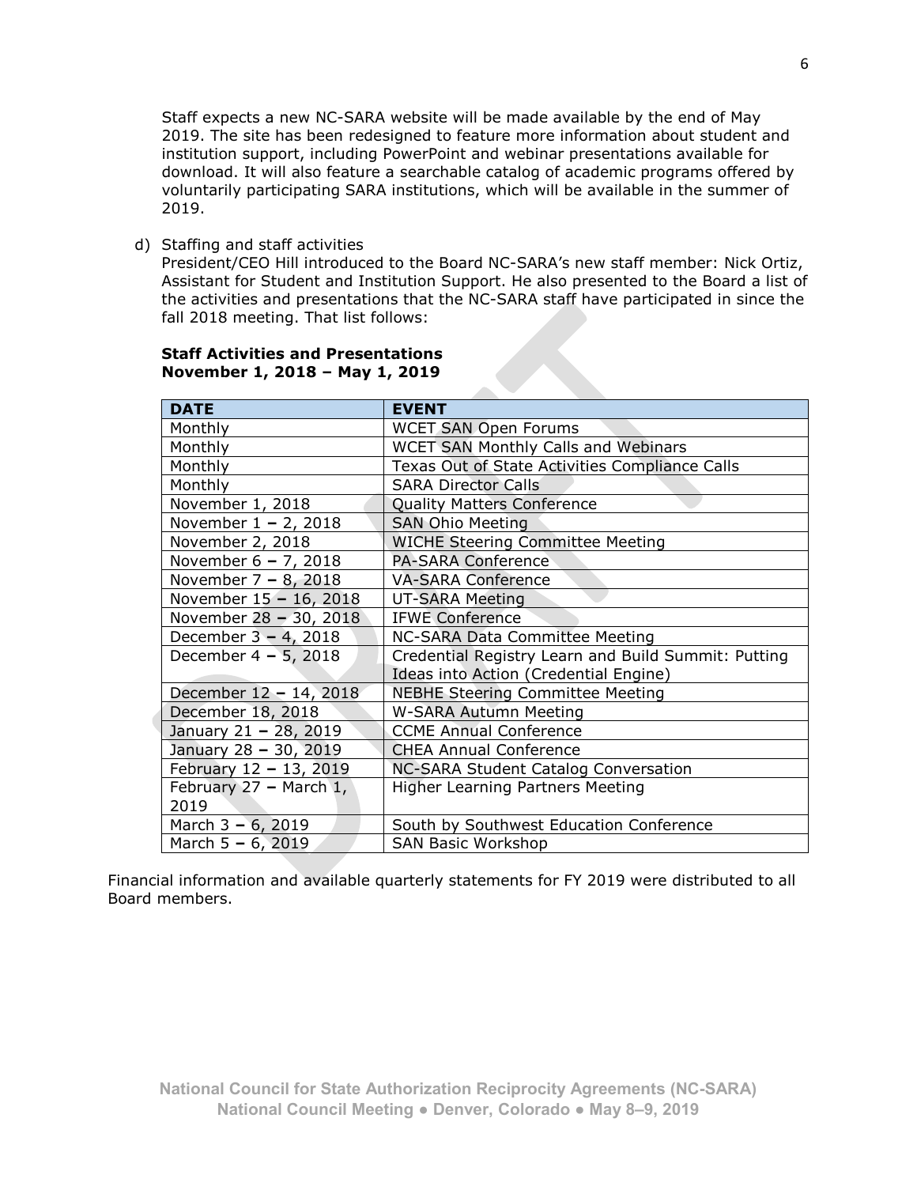Staff expects a new NC-SARA website will be made available by the end of May 2019. The site has been redesigned to feature more information about student and institution support, including PowerPoint and webinar presentations available for download. It will also feature a searchable catalog of academic programs offered by voluntarily participating SARA institutions, which will be available in the summer of 2019.

d) Staffing and staff activities
President/CEO Hill introduced to the Board NC-SARA's new staff member: Nick Ortiz, Assistant for Student and Institution Support. He also presented to the Board a list of the activities and presentations that the NC-SARA staff have participated in since the fall 2018 meeting. That list follows:

**Staff Activities and Presentations**
**November 1, 2018 – May 1, 2019**

| DATE | EVENT |
|---|---|
| Monthly | WCET SAN Open Forums |
| Monthly | WCET SAN Monthly Calls and Webinars |
| Monthly | Texas Out of State Activities Compliance Calls |
| Monthly | SARA Director Calls |
| November 1, 2018 | Quality Matters Conference |
| November 1 – 2, 2018 | SAN Ohio Meeting |
| November 2, 2018 | WICHE Steering Committee Meeting |
| November 6 – 7, 2018 | PA-SARA Conference |
| November 7 – 8, 2018 | VA-SARA Conference |
| November 15 – 16, 2018 | UT-SARA Meeting |
| November 28 – 30, 2018 | IFWE Conference |
| December 3 – 4, 2018 | NC-SARA Data Committee Meeting |
| December 4 – 5, 2018 | Credential Registry Learn and Build Summit: Putting Ideas into Action (Credential Engine) |
| December 12 – 14, 2018 | NEBHE Steering Committee Meeting |
| December 18, 2018 | W-SARA Autumn Meeting |
| January 21 – 28, 2019 | CCME Annual Conference |
| January 28 – 30, 2019 | CHEA Annual Conference |
| February 12 – 13, 2019 | NC-SARA Student Catalog Conversation |
| February 27 – March 1, 2019 | Higher Learning Partners Meeting |
| March 3 – 6, 2019 | South by Southwest Education Conference |
| March 5 – 6, 2019 | SAN Basic Workshop |

Financial information and available quarterly statements for FY 2019 were distributed to all Board members.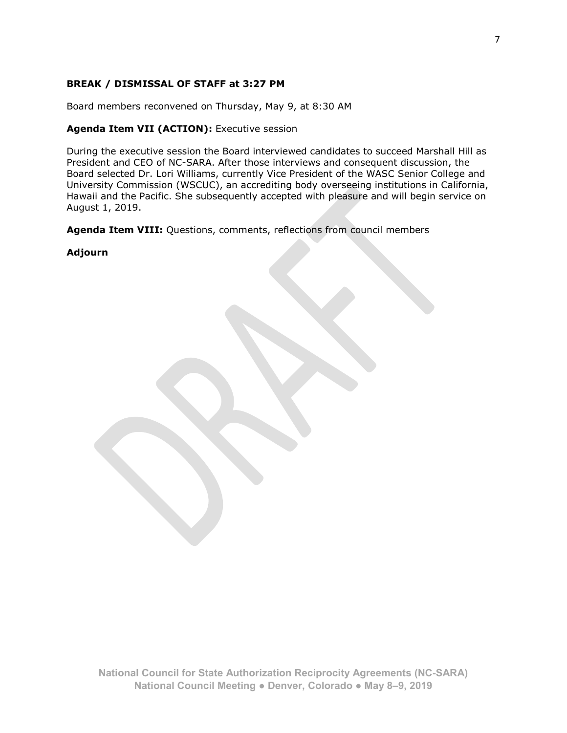**BREAK / DISMISSAL OF STAFF at 3:27 PM**

Board members reconvened on Thursday, May 9, at 8:30 AM

**Agenda Item VII (ACTION):** Executive session

During the executive session the Board interviewed candidates to succeed Marshall Hill as President and CEO of NC-SARA. After those interviews and consequent discussion, the Board selected Dr. Lori Williams, currently Vice President of the WASC Senior College and University Commission (WSCUC), an accrediting body overseeing institutions in California, Hawaii and the Pacific. She subsequently accepted with pleasure and will begin service on August 1, 2019.

**Agenda Item VIII:** Questions, comments, reflections from council members

**Adjourn**